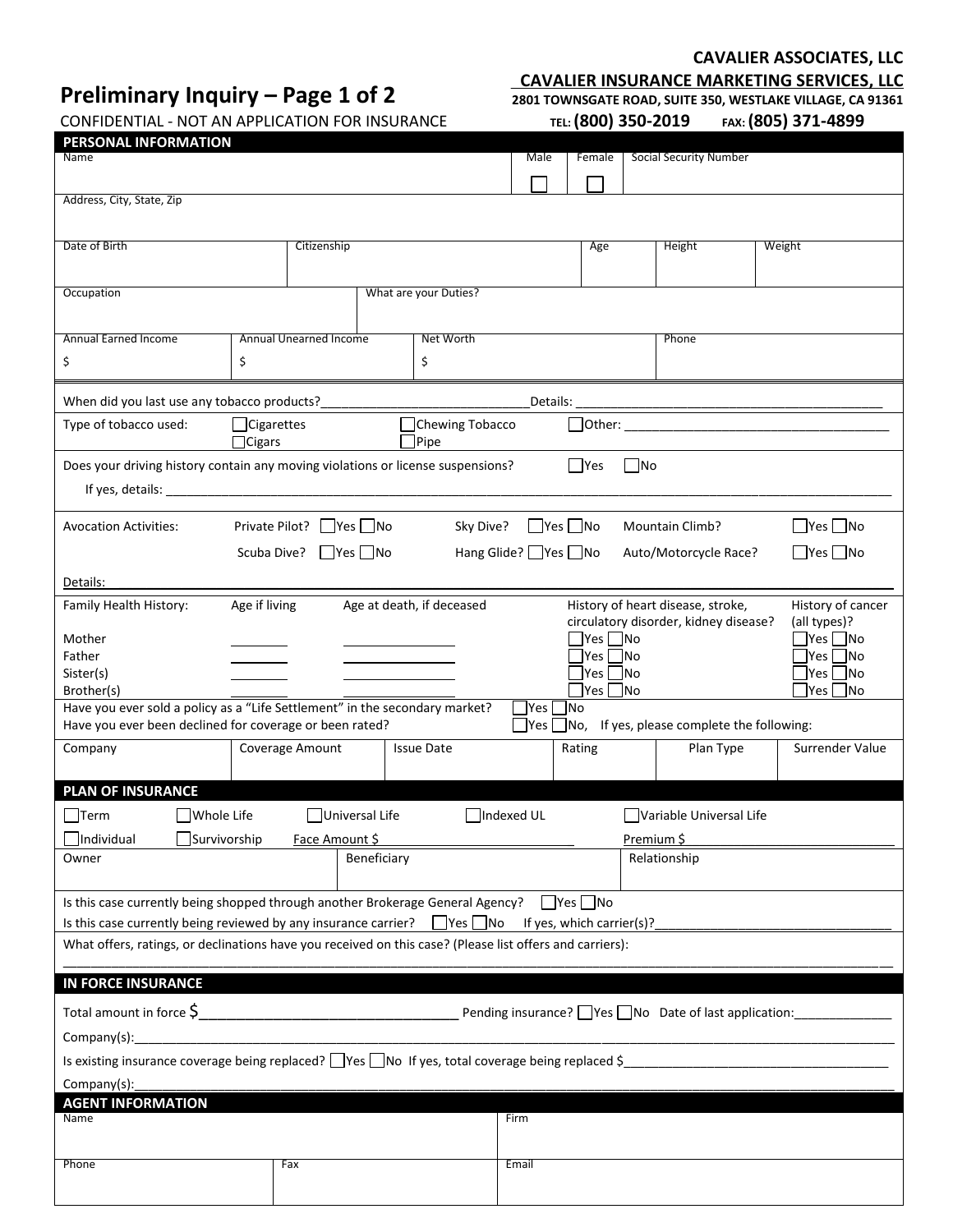**CAVALIER ASSOCIATES, LLC**

**CAVALIER INSURANCE MARKETING SERVICES, LLC**

**2801 TOWNSGATE ROAD, SUITE 350, WESTLAKE VILLAGE, CA 91361**

**TEL: (800) 350-2019 FAX: (805) 371-4899**

# Preliminary Inquiry – Page 1 of 2

CONFIDENTIAL - NOT AN APPLICATION FOR INSURANCE

## PERSONAL INFORMATION

| Name | Male ☐ | Female ☐ | Social Security Number |
|---|---|---|---|

| Address, City, State, Zip |
|---|

| Date of Birth | Citizenship | Age | Height | Weight |
|---|---|---|---|---|

| Occupation | What are your Duties? |
|---|---|

| Annual Earned Income | Annual Unearned Income | Net Worth | Phone |
|---|---|---|---|
| $ | $ | $ | |

When did you last use any tobacco products?_____________________________Details: ___________________________________________

Type of tobacco used: ☐Cigarettes ☐Cigars ☐Chewing Tobacco ☐Pipe ☐Other: _____________________________________

Does your driving history contain any moving violations or license suspensions? ☐Yes ☐No

If yes, details: ______________________________________________________________________________________________

Avocation Activities:

| | | |
|---|---|---|
| Private Pilot? ☐Yes ☐No | Sky Dive? ☐Yes ☐No | Mountain Climb? ☐Yes ☐No |
| Scuba Dive? ☐Yes ☐No | Hang Glide? ☐Yes ☐No | Auto/Motorcycle Race? ☐Yes ☐No |

Details:

| Family Health History: | Age if living | Age at death, if deceased | History of heart disease, stroke, circulatory disorder, kidney disease? | History of cancer (all types)? |
|---|---|---|---|---|
| Mother | ________ | ______________ | ☐Yes ☐No | ☐Yes ☐No |
| Father | ________ | ______________ | ☐Yes ☐No | ☐Yes ☐No |
| Sister(s) | ________ | ______________ | ☐Yes ☐No | ☐Yes ☐No |
| Brother(s) | ________ | ______________ | ☐Yes ☐No | ☐Yes ☐No |

Have you ever sold a policy as a "Life Settlement" in the secondary market? ☐Yes ☐No

Have you ever been declined for coverage or been rated? ☐Yes ☐No, If yes, please complete the following:

| Company | Coverage Amount | Issue Date | Rating | Plan Type | Surrender Value |
|---|---|---|---|---|---|
| | | | | | |

## PLAN OF INSURANCE

☐Term ☐Whole Life ☐Universal Life ☐Indexed UL ☐Variable Universal Life

☐Individual ☐Survivorship Face Amount $ ______________________ Premium $ ______________________

| Owner | Beneficiary | Relationship |
|---|---|---|
| | | |

Is this case currently being shopped through another Brokerage General Agency? ☐Yes ☐No

Is this case currently being reviewed by any insurance carrier? ☐Yes ☐No If yes, which carrier(s)?________________________________

What offers, ratings, or declinations have you received on this case? (Please list offers and carriers):

______________________________________________________________________________________________________________

## IN FORCE INSURANCE

Total amount in force $__________________________________ Pending insurance? ☐Yes ☐No Date of last application:_____________

Company(s):___________________________________________________________________________________________________

Is existing insurance coverage being replaced? ☐Yes ☐No If yes, total coverage being replaced $___________________________________

Company(s):___________________________________________________________________________________________________

## AGENT INFORMATION

| Name | | Firm |
|---|---|---|
| | | |
| **Phone** | **Fax** | **Email** |
| | | |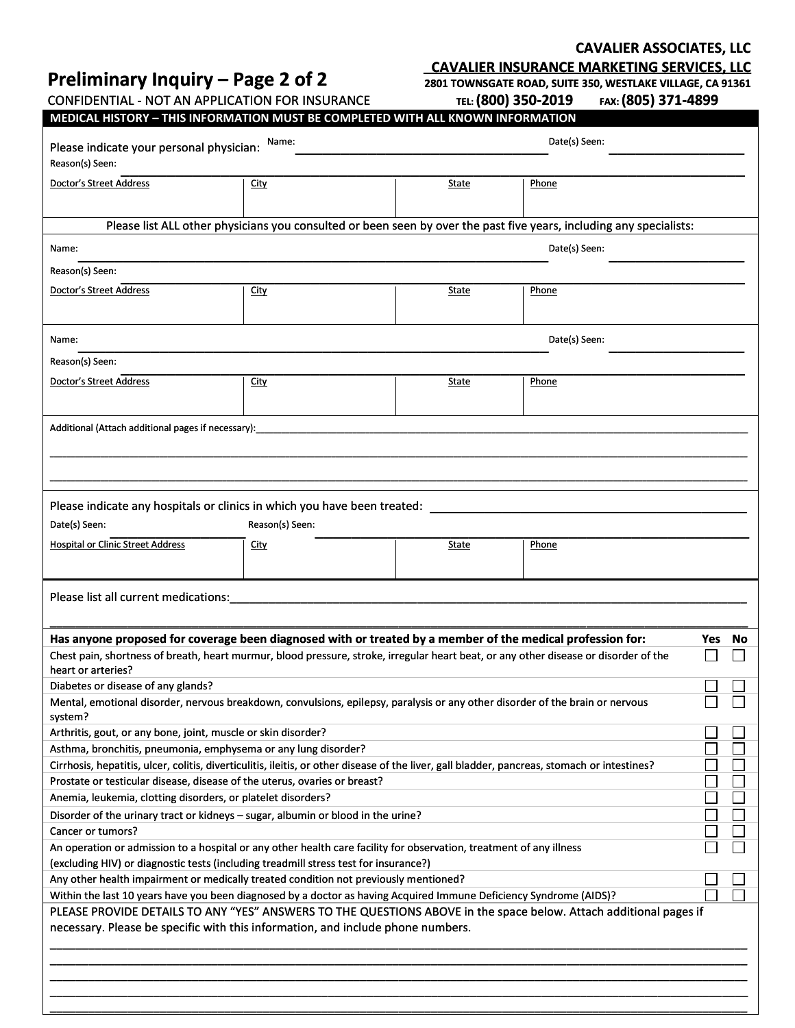**CAVALIER ASSOCIATES, LLC**

**CAVALIER INSURANCE MARKETING SERVICES, LLC**

**2801 TOWNSGATE ROAD, SUITE 350, WESTLAKE VILLAGE, CA 91361**

TEL: **(800) 350-2019** FAX: **(805) 371-4899**

# Preliminary Inquiry – Page 2 of 2

CONFIDENTIAL - NOT AN APPLICATION FOR INSURANCE

## MEDICAL HISTORY – THIS INFORMATION MUST BE COMPLETED WITH ALL KNOWN INFORMATION

Please indicate your personal physician: Name: ______________________ Date(s) Seen: ____________

Reason(s) Seen: ______________________________

| Doctor's Street Address | City | State | Phone |
|---|---|---|---|
| | | | |

Please list ALL other physicians you consulted or been seen by over the past five years, including any specialists:

Name: ______________________ Date(s) Seen: ____________

Reason(s) Seen: ______________________________

| Doctor's Street Address | City | State | Phone |
|---|---|---|---|
| | | | |

Name: ______________________ Date(s) Seen: ____________

Reason(s) Seen: ______________________________

| Doctor's Street Address | City | State | Phone |
|---|---|---|---|
| | | | |

Additional (Attach additional pages if necessary):______________________________

______________________________

______________________________

Please indicate any hospitals or clinics in which you have been treated: ______________________

Date(s) Seen: ____________ Reason(s) Seen: ______________________

| Hospital or Clinic Street Address | City | State | Phone |
|---|---|---|---|
| | | | |

Please list all current medications:______________________________

______________________________

| Has anyone proposed for coverage been diagnosed with or treated by a member of the medical profession for: | Yes | No |
|---|---|---|
| Chest pain, shortness of breath, heart murmur, blood pressure, stroke, irregular heart beat, or any other disease or disorder of the heart or arteries? | ☐ | ☐ |
| Diabetes or disease of any glands? | ☐ | ☐ |
| Mental, emotional disorder, nervous breakdown, convulsions, epilepsy, paralysis or any other disorder of the brain or nervous system? | ☐ | ☐ |
| Arthritis, gout, or any bone, joint, muscle or skin disorder? | ☐ | ☐ |
| Asthma, bronchitis, pneumonia, emphysema or any lung disorder? | ☐ | ☐ |
| Cirrhosis, hepatitis, ulcer, colitis, diverticulitis, ileitis, or other disease of the liver, gall bladder, pancreas, stomach or intestines? | ☐ | ☐ |
| Prostate or testicular disease, disease of the uterus, ovaries or breast? | ☐ | ☐ |
| Anemia, leukemia, clotting disorders, or platelet disorders? | ☐ | ☐ |
| Disorder of the urinary tract or kidneys – sugar, albumin or blood in the urine? | ☐ | ☐ |
| Cancer or tumors? | ☐ | ☐ |
| An operation or admission to a hospital or any other health care facility for observation, treatment of any illness (excluding HIV) or diagnostic tests (including treadmill stress test for insurance?) | ☐ | ☐ |
| Any other health impairment or medically treated condition not previously mentioned? | ☐ | ☐ |
| Within the last 10 years have you been diagnosed by a doctor as having Acquired Immune Deficiency Syndrome (AIDS)? | ☐ | ☐ |

PLEASE PROVIDE DETAILS TO ANY "YES" ANSWERS TO THE QUESTIONS ABOVE in the space below. Attach additional pages if necessary. Please be specific with this information, and include phone numbers.

______________________________

______________________________

______________________________

______________________________

______________________________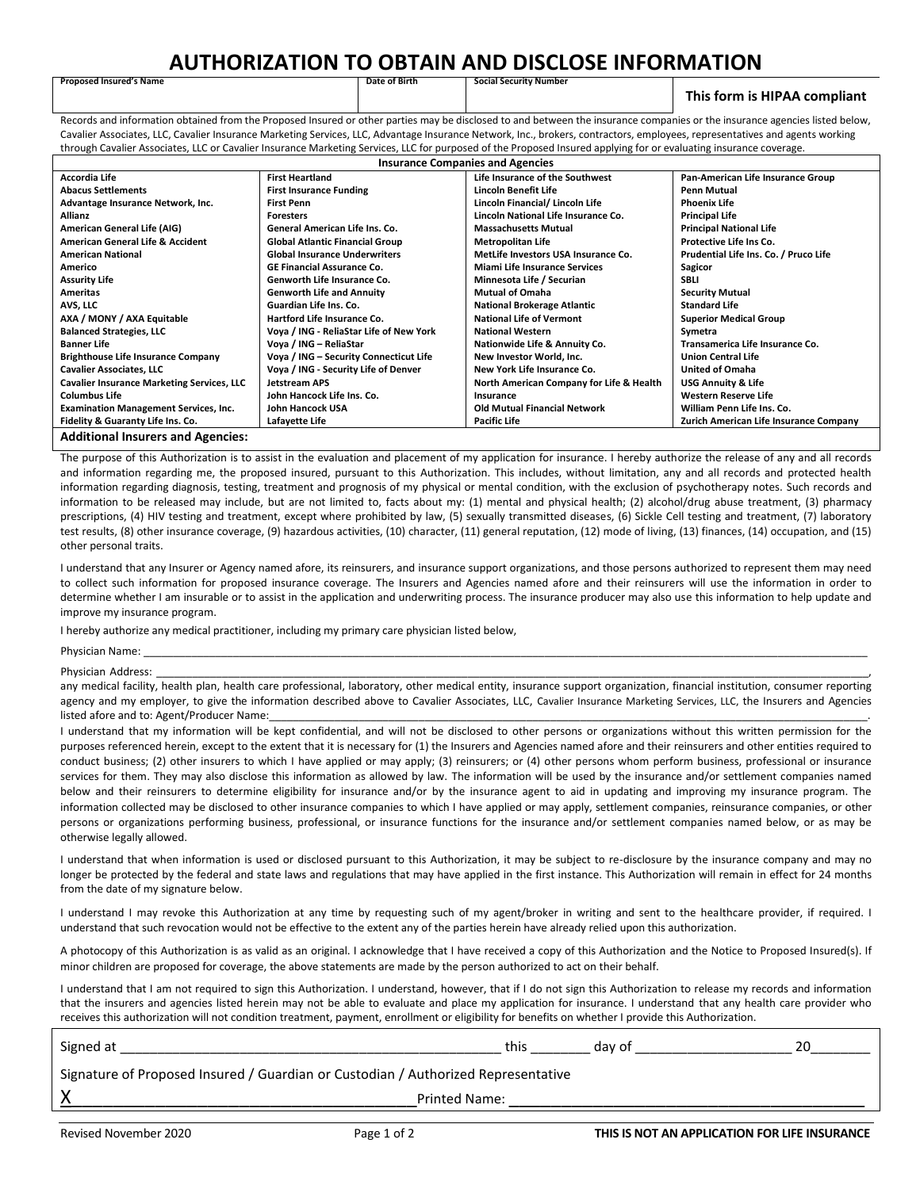# AUTHORIZATION TO OBTAIN AND DISCLOSE INFORMATION

| Proposed Insured's Name | Date of Birth | Social Security Number | |
|---|---|---|---|
| | | | **This form is HIPAA compliant** |

Records and information obtained from the Proposed Insured or other parties may be disclosed to and between the insurance companies or the insurance agencies listed below, Cavalier Associates, LLC, Cavalier Insurance Marketing Services, LLC, Advantage Insurance Network, Inc., brokers, contractors, employees, representatives and agents working through Cavalier Associates, LLC or Cavalier Insurance Marketing Services, LLC for purposed of the Proposed Insured applying for or evaluating insurance coverage.

| Insurance Companies and Agencies | | | |
|---|---|---|---|
| **Accordia Life** | **First Heartland** | **Life Insurance of the Southwest** | **Pan-American Life Insurance Group** |
| **Abacus Settlements** | **First Insurance Funding** | **Lincoln Benefit Life** | **Penn Mutual** |
| **Advantage Insurance Network, Inc.** | **First Penn** | **Lincoln Financial/ Lincoln Life** | **Phoenix Life** |
| **Allianz** | **Foresters** | **Lincoln National Life Insurance Co.** | **Principal Life** |
| **American General Life (AIG)** | **General American Life Ins. Co.** | **Massachusetts Mutual** | **Principal National Life** |
| **American General Life & Accident** | **Global Atlantic Financial Group** | **Metropolitan Life** | **Protective Life Ins Co.** |
| **American National** | **Global Insurance Underwriters** | **MetLife Investors USA Insurance Co.** | **Prudential Life Ins. Co. / Pruco Life** |
| **Americo** | **GE Financial Assurance Co.** | **Miami Life Insurance Services** | **Sagicor** |
| **Assurity Life** | **Genworth Life Insurance Co.** | **Minnesota Life / Securian** | **SBLI** |
| **Ameritas** | **Genworth Life and Annuity** | **Mutual of Omaha** | **Security Mutual** |
| **AVS, LLC** | **Guardian Life Ins. Co.** | **National Brokerage Atlantic** | **Standard Life** |
| **AXA / MONY / AXA Equitable** | **Hartford Life Insurance Co.** | **National Life of Vermont** | **Superior Medical Group** |
| **Balanced Strategies, LLC** | **Voya / ING - ReliaStar Life of New York** | **National Western** | **Symetra** |
| **Banner Life** | **Voya / ING – ReliaStar** | **Nationwide Life & Annuity Co.** | **Transamerica Life Insurance Co.** |
| **Brighthouse Life Insurance Company** | **Voya / ING – Security Connecticut Life** | **New Investor World, Inc.** | **Union Central Life** |
| **Cavalier Associates, LLC** | **Voya / ING - Security Life of Denver** | **New York Life Insurance Co.** | **United of Omaha** |
| **Cavalier Insurance Marketing Services, LLC** | **Jetstream APS** | **North American Company for Life & Health Insurance** | **USG Annuity & Life** |
| **Columbus Life** | **John Hancock Life Ins. Co.** | | **Western Reserve Life** |
| **Examination Management Services, Inc.** | **John Hancock USA** | **Old Mutual Financial Network** | **William Penn Life Ins. Co.** |
| **Fidelity & Guaranty Life Ins. Co.** | **Lafayette Life** | **Pacific Life** | **Zurich American Life Insurance Company** |

**Additional Insurers and Agencies:**

The purpose of this Authorization is to assist in the evaluation and placement of my application for insurance. I hereby authorize the release of any and all records and information regarding me, the proposed insured, pursuant to this Authorization. This includes, without limitation, any and all records and protected health information regarding diagnosis, testing, treatment and prognosis of my physical or mental condition, with the exclusion of psychotherapy notes. Such records and information to be released may include, but are not limited to, facts about my: (1) mental and physical health; (2) alcohol/drug abuse treatment, (3) pharmacy prescriptions, (4) HIV testing and treatment, except where prohibited by law, (5) sexually transmitted diseases, (6) Sickle Cell testing and treatment, (7) laboratory test results, (8) other insurance coverage, (9) hazardous activities, (10) character, (11) general reputation, (12) mode of living, (13) finances, (14) occupation, and (15) other personal traits.

I understand that any Insurer or Agency named afore, its reinsurers, and insurance support organizations, and those persons authorized to represent them may need to collect such information for proposed insurance coverage. The Insurers and Agencies named afore and their reinsurers will use the information in order to determine whether I am insurable or to assist in the application and underwriting process. The insurance producer may also use this information to help update and improve my insurance program.

I hereby authorize any medical practitioner, including my primary care physician listed below,

Physician Name: ________________________________________________________________________________________________

Physician Address: ______________________________________________________________________________________________,
any medical facility, health plan, health care professional, laboratory, other medical entity, insurance support organization, financial institution, consumer reporting agency and my employer, to give the information described above to Cavalier Associates, LLC, Cavalier Insurance Marketing Services, LLC, the Insurers and Agencies listed afore and to: Agent/Producer Name:_____________________________________________________________________________.

I understand that my information will be kept confidential, and will not be disclosed to other persons or organizations without this written permission for the purposes referenced herein, except to the extent that it is necessary for (1) the Insurers and Agencies named afore and their reinsurers and other entities required to conduct business; (2) other insurers to which I have applied or may apply; (3) reinsurers; or (4) other persons whom perform business, professional or insurance services for them. They may also disclose this information as allowed by law. The information will be used by the insurance and/or settlement companies named below and their reinsurers to determine eligibility for insurance and/or by the insurance agent to aid in updating and improving my insurance program. The information collected may be disclosed to other insurance companies to which I have applied or may apply, settlement companies, reinsurance companies, or other persons or organizations performing business, professional, or insurance functions for the insurance and/or settlement companies named below, or as may be otherwise legally allowed.

I understand that when information is used or disclosed pursuant to this Authorization, it may be subject to re-disclosure by the insurance company and may no longer be protected by the federal and state laws and regulations that may have applied in the first instance. This Authorization will remain in effect for 24 months from the date of my signature below.

I understand I may revoke this Authorization at any time by requesting such of my agent/broker in writing and sent to the healthcare provider, if required. I understand that such revocation would not be effective to the extent any of the parties herein have already relied upon this authorization.

A photocopy of this Authorization is as valid as an original. I acknowledge that I have received a copy of this Authorization and the Notice to Proposed Insured(s). If minor children are proposed for coverage, the above statements are made by the person authorized to act on their behalf.

I understand that I am not required to sign this Authorization. I understand, however, that if I do not sign this Authorization to release my records and information that the insurers and agencies listed herein may not be able to evaluate and place my application for insurance. I understand that any health care provider who receives this authorization will not condition treatment, payment, enrollment or eligibility for benefits on whether I provide this Authorization.

Signed at ______________________________________________ this ________ day of ____________________ 20________

Signature of Proposed Insured / Guardian or Custodian / Authorized Representative

X________________________________________ Printed Name: ____________________________________________

Revised November 2020

**THIS IS NOT AN APPLICATION FOR LIFE INSURANCE**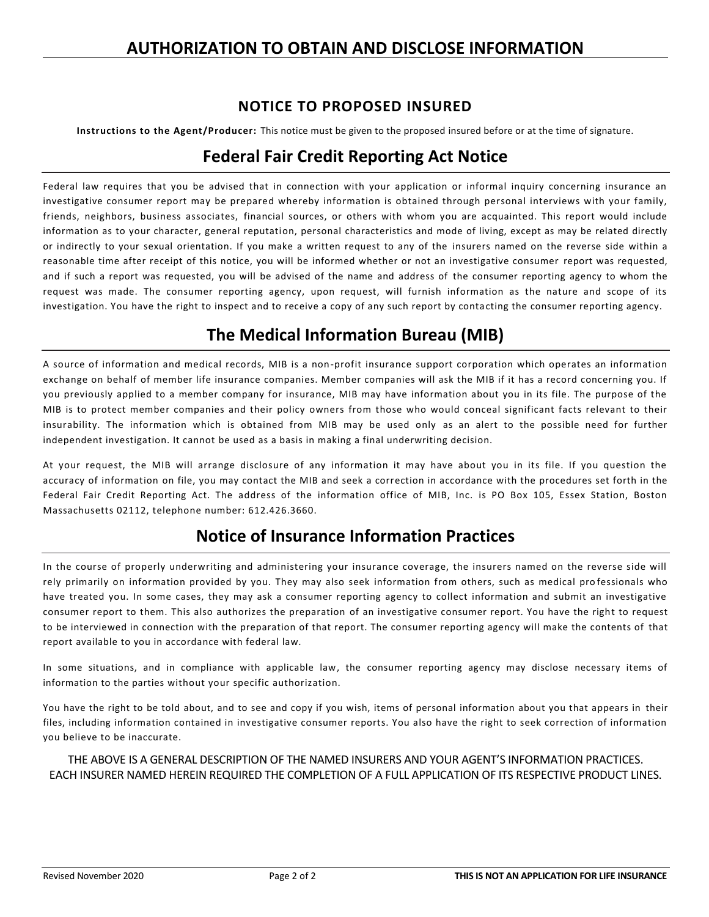# AUTHORIZATION TO OBTAIN AND DISCLOSE INFORMATION

## NOTICE TO PROPOSED INSURED

**Instructions to the Agent/Producer:** This notice must be given to the proposed insured before or at the time of signature.

## Federal Fair Credit Reporting Act Notice

Federal law requires that you be advised that in connection with your application or informal inquiry concerning insurance an investigative consumer report may be prepared whereby information is obtained through personal interviews with your family, friends, neighbors, business associates, financial sources, or others with whom you are acquainted. This report would include information as to your character, general reputation, personal characteristics and mode of living, except as may be related directly or indirectly to your sexual orientation. If you make a written request to any of the insurers named on the reverse side within a reasonable time after receipt of this notice, you will be informed whether or not an investigative consumer report was requested, and if such a report was requested, you will be advised of the name and address of the consumer reporting agency to whom the request was made. The consumer reporting agency, upon request, will furnish information as the nature and scope of its investigation. You have the right to inspect and to receive a copy of any such report by contacting the consumer reporting agency.

## The Medical Information Bureau (MIB)

A source of information and medical records, MIB is a non-profit insurance support corporation which operates an information exchange on behalf of member life insurance companies. Member companies will ask the MIB if it has a record concerning you. If you previously applied to a member company for insurance, MIB may have information about you in its file. The purpose of the MIB is to protect member companies and their policy owners from those who would conceal significant facts relevant to their insurability. The information which is obtained from MIB may be used only as an alert to the possible need for further independent investigation. It cannot be used as a basis in making a final underwriting decision.

At your request, the MIB will arrange disclosure of any information it may have about you in its file. If you question the accuracy of information on file, you may contact the MIB and seek a correction in accordance with the procedures set forth in the Federal Fair Credit Reporting Act. The address of the information office of MIB, Inc. is PO Box 105, Essex Station, Boston Massachusetts 02112, telephone number: 612.426.3660.

## Notice of Insurance Information Practices

In the course of properly underwriting and administering your insurance coverage, the insurers named on the reverse side will rely primarily on information provided by you. They may also seek information from others, such as medical professionals who have treated you. In some cases, they may ask a consumer reporting agency to collect information and submit an investigative consumer report to them. This also authorizes the preparation of an investigative consumer report. You have the right to request to be interviewed in connection with the preparation of that report. The consumer reporting agency will make the contents of that report available to you in accordance with federal law.

In some situations, and in compliance with applicable law, the consumer reporting agency may disclose necessary items of information to the parties without your specific authorization.

You have the right to be told about, and to see and copy if you wish, items of personal information about you that appears in their files, including information contained in investigative consumer reports. You also have the right to seek correction of information you believe to be inaccurate.

THE ABOVE IS A GENERAL DESCRIPTION OF THE NAMED INSURERS AND YOUR AGENT'S INFORMATION PRACTICES. EACH INSURER NAMED HEREIN REQUIRED THE COMPLETION OF A FULL APPLICATION OF ITS RESPECTIVE PRODUCT LINES.

Revised November 2020

**THIS IS NOT AN APPLICATION FOR LIFE INSURANCE**